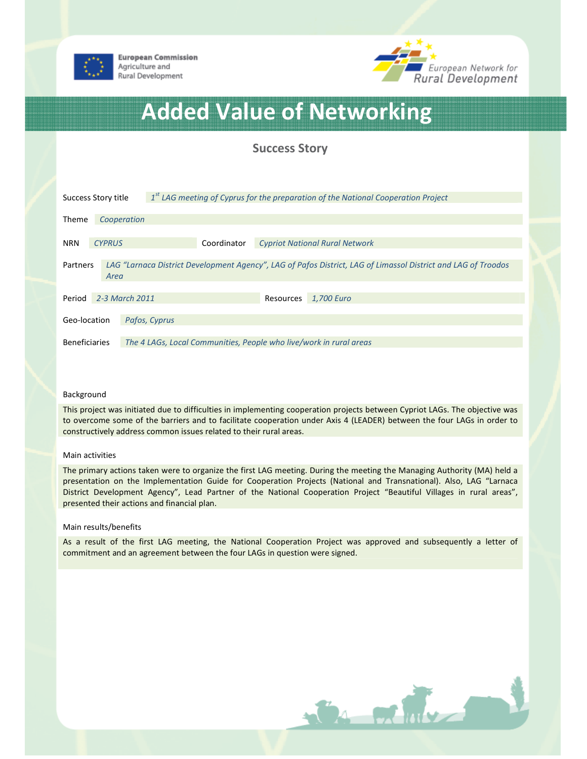European Commission
Agriculture and
Rural Development

European Network for
Rural Development

# Added Value of Networking

## Success Story

| | |
|---|---|
| Success Story title | *1st LAG meeting of Cyprus for the preparation of the National Cooperation Project* |
| Theme | *Cooperation* |
| NRN | *CYPRUS* |
| Coordinator | *Cypriot National Rural Network* |
| Partners | *LAG "Larnaca District Development Agency", LAG of Pafos District, LAG of Limassol District and LAG of Troodos Area* |
| Period | *2-3 March 2011* |
| Resources | *1,700 Euro* |
| Geo-location | *Pafos, Cyprus* |
| Beneficiaries | *The 4 LAGs, Local Communities, People who live/work in rural areas* |

### Background

This project was initiated due to difficulties in implementing cooperation projects between Cypriot LAGs. The objective was to overcome some of the barriers and to facilitate cooperation under Axis 4 (LEADER) between the four LAGs in order to constructively address common issues related to their rural areas.

### Main activities

The primary actions taken were to organize the first LAG meeting. During the meeting the Managing Authority (MA) held a presentation on the Implementation Guide for Cooperation Projects (National and Transnational). Also, LAG "Larnaca District Development Agency", Lead Partner of the National Cooperation Project "Beautiful Villages in rural areas", presented their actions and financial plan.

### Main results/benefits

As a result of the first LAG meeting, the National Cooperation Project was approved and subsequently a letter of commitment and an agreement between the four LAGs in question were signed.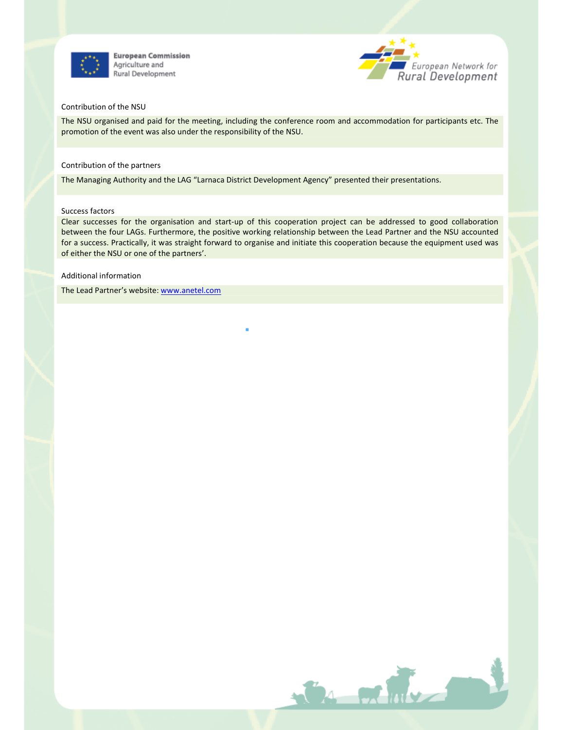Contribution of the NSU

The NSU organised and paid for the meeting, including the conference room and accommodation for participants etc. The promotion of the event was also under the responsibility of the NSU.

Contribution of the partners

The Managing Authority and the LAG "Larnaca District Development Agency" presented their presentations.

Success factors

Clear successes for the organisation and start-up of this cooperation project can be addressed to good collaboration between the four LAGs. Furthermore, the positive working relationship between the Lead Partner and the NSU accounted for a success. Practically, it was straight forward to organise and initiate this cooperation because the equipment used was of either the NSU or one of the partners'.

Additional information

The Lead Partner's website: [www.anetel.com](http://www.anetel.com)